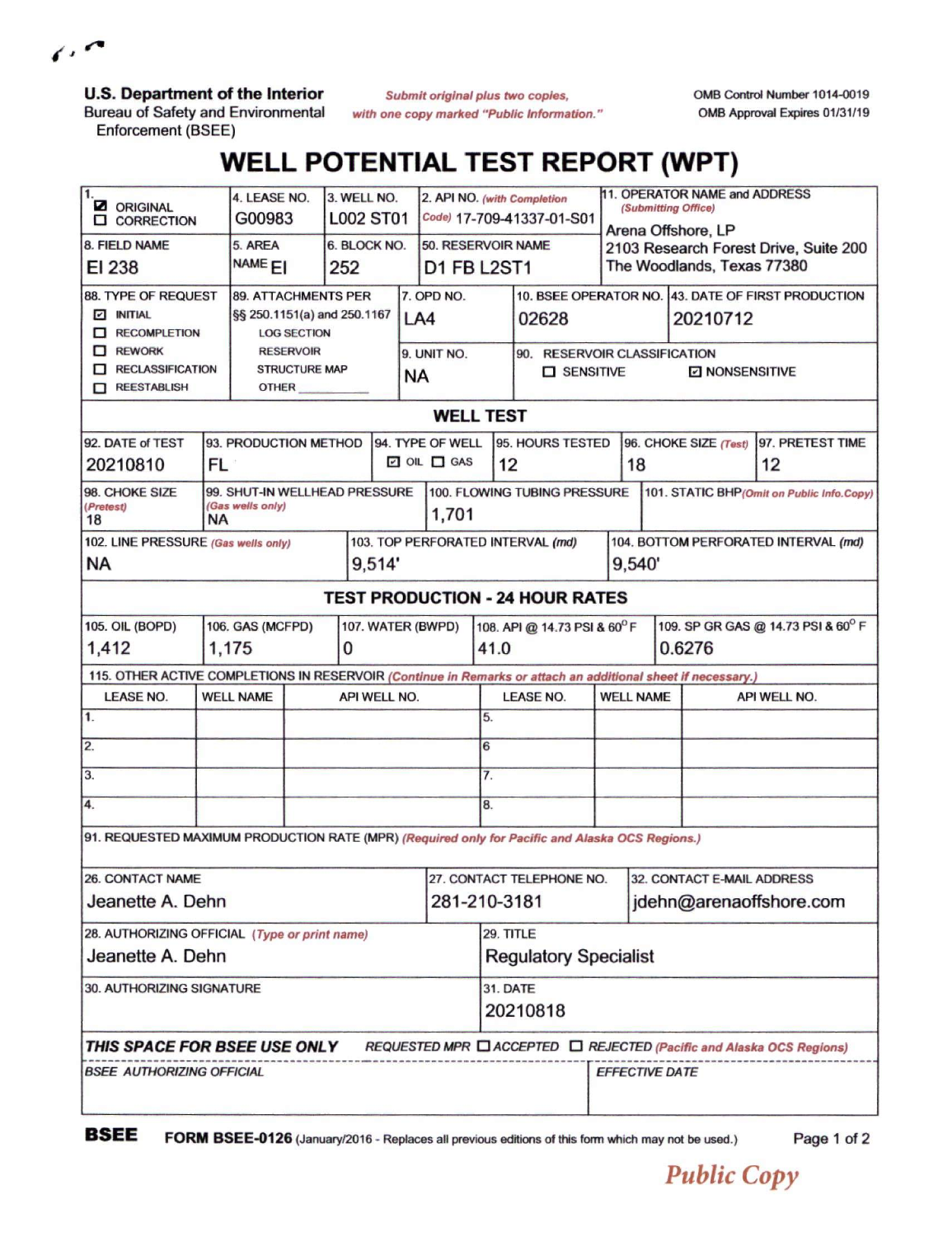**U.S. Department of the Interior**
Bureau of Safety and Environmental Enforcement (BSEE)

*Submit original plus two copies, with one copy marked "Public Information."*

OMB Control Number 1014-0019
OMB Approval Expires 01/31/19

# WELL POTENTIAL TEST REPORT (WPT)

| 1. | 4. LEASE NO. | 3. WELL NO. | 2. API NO. *(with Completion Code)* | 11. OPERATOR NAME and ADDRESS *(Submitting Office)* |
|---|---|---|---|---|
| ☑ ORIGINAL ☐ CORRECTION | G00983 | L002 ST01 | 17-709-41337-01-S01 | Arena Offshore, LP 2103 Research Forest Drive, Suite 200 The Woodlands, Texas 77380 |
| 8. FIELD NAME | 5. AREA NAME | 6. BLOCK NO. | 50. RESERVOIR NAME | |
| EI 238 | EI | 252 | D1 FB L2ST1 | |

| 88. TYPE OF REQUEST | 89. ATTACHMENTS PER §§ 250.1151(a) and 250.1167 | 7. OPD NO. | 10. BSEE OPERATOR NO. | 43. DATE OF FIRST PRODUCTION |
|---|---|---|---|---|
| ☑ INITIAL ☐ RECOMPLETION ☐ REWORK ☐ RECLASSIFICATION ☐ REESTABLISH | LOG SECTION RESERVOIR STRUCTURE MAP OTHER ______ | LA4 | 02628 | 20210712 |
| | | 9. UNIT NO. | 90. RESERVOIR CLASSIFICATION | |
| | | NA | ☐ SENSITIVE ☑ NONSENSITIVE | |

## WELL TEST

| 92. DATE of TEST | 93. PRODUCTION METHOD | 94. TYPE OF WELL | 95. HOURS TESTED | 96. CHOKE SIZE *(Test)* | 97. PRETEST TIME |
|---|---|---|---|---|---|
| 20210810 | FL | ☑ OIL ☐ GAS | 12 | 18 | 12 |

| 98. CHOKE SIZE *(Pretest)* | 99. SHUT-IN WELLHEAD PRESSURE *(Gas wells only)* | 100. FLOWING TUBING PRESSURE | 101. STATIC BHP *(Omit on Public Info.Copy)* |
|---|---|---|---|
| 18 | NA | 1,701 | |

| 102. LINE PRESSURE *(Gas wells only)* | 103. TOP PERFORATED INTERVAL *(md)* | 104. BOTTOM PERFORATED INTERVAL *(md)* |
|---|---|---|
| NA | 9,514' | 9,540' |

## TEST PRODUCTION - 24 HOUR RATES

| 105. OIL (BOPD) | 106. GAS (MCFPD) | 107. WATER (BWPD) | 108. API @ 14.73 PSI & 60° F | 109. SP GR GAS @ 14.73 PSI & 60° F |
|---|---|---|---|---|
| 1,412 | 1,175 | 0 | 41.0 | 0.6276 |

115. OTHER ACTIVE COMPLETIONS IN RESERVOIR *(Continue in Remarks or attach an additional sheet if necessary.)*

| LEASE NO. | WELL NAME | API WELL NO. | LEASE NO. | WELL NAME | API WELL NO. |
|---|---|---|---|---|---|
| 1. | | | 5. | | |
| 2. | | | 6 | | |
| 3. | | | 7. | | |
| 4. | | | 8. | | |

91. REQUESTED MAXIMUM PRODUCTION RATE (MPR) *(Required only for Pacific and Alaska OCS Regions.)*

| 26. CONTACT NAME | 27. CONTACT TELEPHONE NO. | 32. CONTACT E-MAIL ADDRESS |
|---|---|---|
| Jeanette A. Dehn | 281-210-3181 | jdehn@arenaoffshore.com |

| 28. AUTHORIZING OFFICIAL *(Type or print name)* | 29. TITLE |
|---|---|
| Jeanette A. Dehn | Regulatory Specialist |
| 30. AUTHORIZING SIGNATURE | 31. DATE |
| | 20210818 |

***THIS SPACE FOR BSEE USE ONLY*** *REQUESTED MPR* ☐ *ACCEPTED* ☐ *REJECTED (Pacific and Alaska OCS Regions)*

| *BSEE AUTHORIZING OFFICIAL* | *EFFECTIVE DATE* |
|---|---|
| | |

**BSEE** **FORM BSEE-0126** (January/2016 - Replaces all previous editions of this form which may not be used.)

*Public Copy*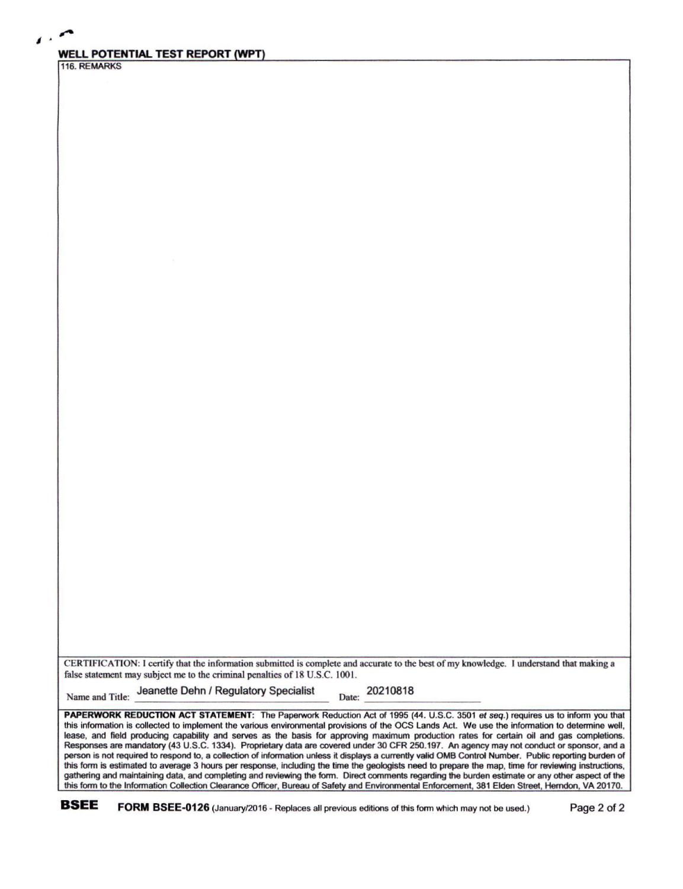## WELL POTENTIAL TEST REPORT (WPT)

116. REMARKS

CERTIFICATION: I certify that the information submitted is complete and accurate to the best of my knowledge. I understand that making a false statement may subject me to the criminal penalties of 18 U.S.C. 1001.

Name and Title: Jeanette Dehn / Regulatory Specialist Date: 20210818

**PAPERWORK REDUCTION ACT STATEMENT:** The Paperwork Reduction Act of 1995 (44. U.S.C. 3501 *et seq.*) requires us to inform you that this information is collected to implement the various environmental provisions of the OCS Lands Act. We use the information to determine well, lease, and field producing capability and serves as the basis for approving maximum production rates for certain oil and gas completions. Responses are mandatory (43 U.S.C. 1334). Proprietary data are covered under 30 CFR 250.197. An agency may not conduct or sponsor, and a person is not required to respond to, a collection of information unless it displays a currently valid OMB Control Number. Public reporting burden of this form is estimated to average 3 hours per response, including the time the geologists need to prepare the map, time for reviewing instructions, gathering and maintaining data, and completing and reviewing the form. Direct comments regarding the burden estimate or any other aspect of the this form to the Information Collection Clearance Officer, Bureau of Safety and Environmental Enforcement, 381 Elden Street, Herndon, VA 20170.

**BSEE** **FORM BSEE-0126** (January/2016 - Replaces all previous editions of this form which may not be used.)